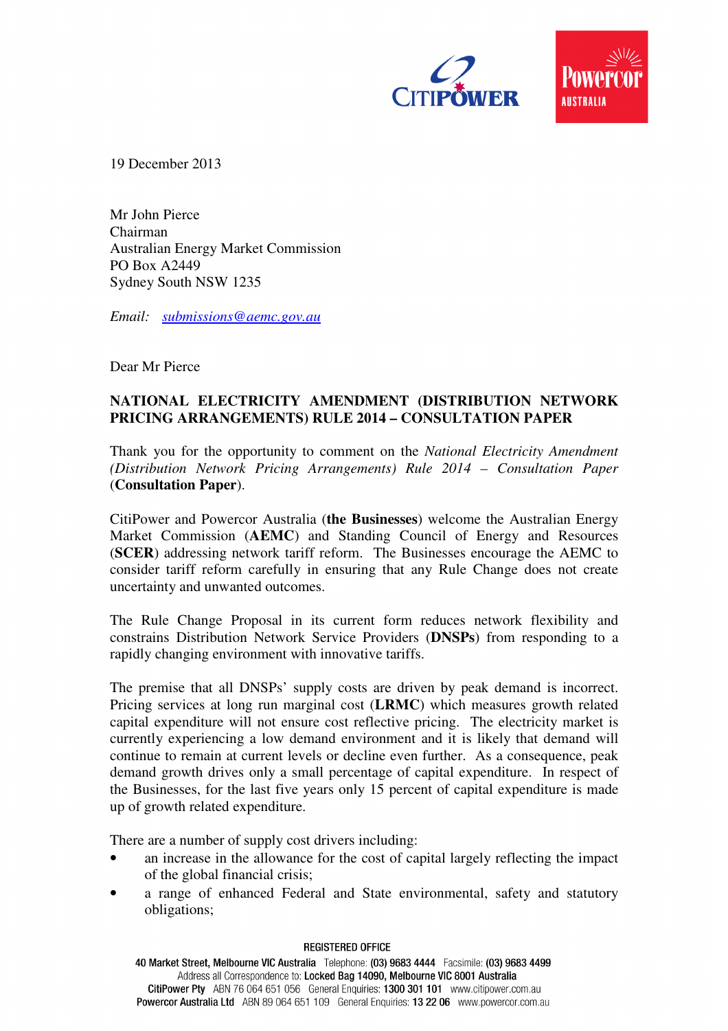19 December 2013

Mr John Pierce  
Chairman  
Australian Energy Market Commission  
PO Box A2449  
Sydney South NSW 1235

*Email:* *submissions@aemc.gov.au*

Dear Mr Pierce

**NATIONAL ELECTRICITY AMENDMENT (DISTRIBUTION NETWORK PRICING ARRANGEMENTS) RULE 2014 – CONSULTATION PAPER**

Thank you for the opportunity to comment on the *National Electricity Amendment (Distribution Network Pricing Arrangements) Rule 2014 – Consultation Paper* (**Consultation Paper**).

CitiPower and Powercor Australia (**the Businesses**) welcome the Australian Energy Market Commission (**AEMC**) and Standing Council of Energy and Resources (**SCER**) addressing network tariff reform. The Businesses encourage the AEMC to consider tariff reform carefully in ensuring that any Rule Change does not create uncertainty and unwanted outcomes.

The Rule Change Proposal in its current form reduces network flexibility and constrains Distribution Network Service Providers (**DNSPs**) from responding to a rapidly changing environment with innovative tariffs.

The premise that all DNSPs' supply costs are driven by peak demand is incorrect. Pricing services at long run marginal cost (**LRMC**) which measures growth related capital expenditure will not ensure cost reflective pricing. The electricity market is currently experiencing a low demand environment and it is likely that demand will continue to remain at current levels or decline even further. As a consequence, peak demand growth drives only a small percentage of capital expenditure. In respect of the Businesses, for the last five years only 15 percent of capital expenditure is made up of growth related expenditure.

There are a number of supply cost drivers including:

- an increase in the allowance for the cost of capital largely reflecting the impact of the global financial crisis;
- a range of enhanced Federal and State environmental, safety and statutory obligations;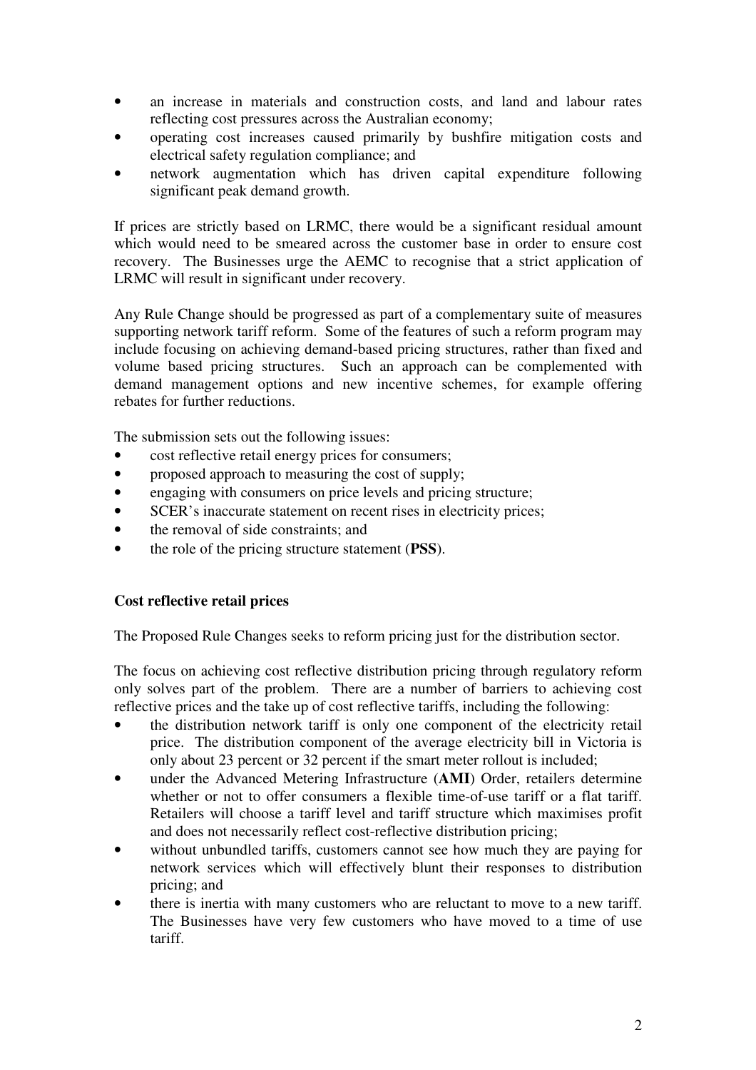- an increase in materials and construction costs, and land and labour rates reflecting cost pressures across the Australian economy;
- operating cost increases caused primarily by bushfire mitigation costs and electrical safety regulation compliance; and
- network augmentation which has driven capital expenditure following significant peak demand growth.

If prices are strictly based on LRMC, there would be a significant residual amount which would need to be smeared across the customer base in order to ensure cost recovery. The Businesses urge the AEMC to recognise that a strict application of LRMC will result in significant under recovery.

Any Rule Change should be progressed as part of a complementary suite of measures supporting network tariff reform. Some of the features of such a reform program may include focusing on achieving demand-based pricing structures, rather than fixed and volume based pricing structures. Such an approach can be complemented with demand management options and new incentive schemes, for example offering rebates for further reductions.

The submission sets out the following issues:

- cost reflective retail energy prices for consumers;
- proposed approach to measuring the cost of supply;
- engaging with consumers on price levels and pricing structure;
- SCER's inaccurate statement on recent rises in electricity prices;
- the removal of side constraints; and
- the role of the pricing structure statement (**PSS**).

**Cost reflective retail prices**

The Proposed Rule Changes seeks to reform pricing just for the distribution sector.

The focus on achieving cost reflective distribution pricing through regulatory reform only solves part of the problem. There are a number of barriers to achieving cost reflective prices and the take up of cost reflective tariffs, including the following:

- the distribution network tariff is only one component of the electricity retail price. The distribution component of the average electricity bill in Victoria is only about 23 percent or 32 percent if the smart meter rollout is included;
- under the Advanced Metering Infrastructure (**AMI**) Order, retailers determine whether or not to offer consumers a flexible time-of-use tariff or a flat tariff. Retailers will choose a tariff level and tariff structure which maximises profit and does not necessarily reflect cost-reflective distribution pricing;
- without unbundled tariffs, customers cannot see how much they are paying for network services which will effectively blunt their responses to distribution pricing; and
- there is inertia with many customers who are reluctant to move to a new tariff. The Businesses have very few customers who have moved to a time of use tariff.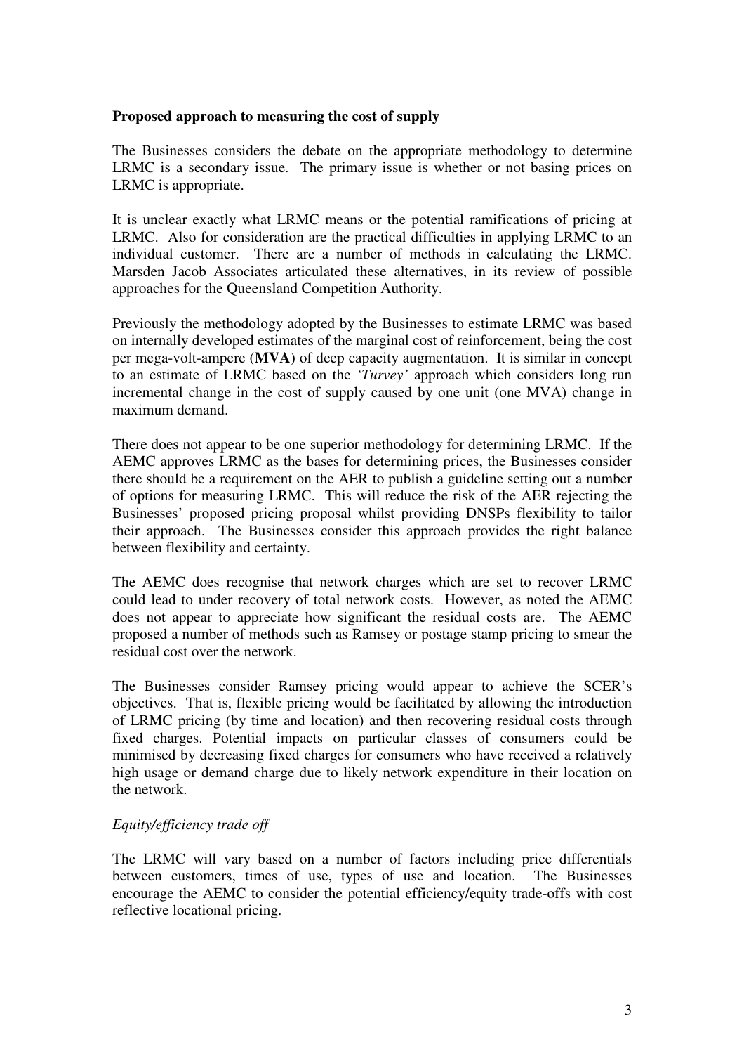**Proposed approach to measuring the cost of supply**

The Businesses considers the debate on the appropriate methodology to determine LRMC is a secondary issue. The primary issue is whether or not basing prices on LRMC is appropriate.

It is unclear exactly what LRMC means or the potential ramifications of pricing at LRMC. Also for consideration are the practical difficulties in applying LRMC to an individual customer. There are a number of methods in calculating the LRMC. Marsden Jacob Associates articulated these alternatives, in its review of possible approaches for the Queensland Competition Authority.

Previously the methodology adopted by the Businesses to estimate LRMC was based on internally developed estimates of the marginal cost of reinforcement, being the cost per mega-volt-ampere (**MVA**) of deep capacity augmentation. It is similar in concept to an estimate of LRMC based on the *'Turvey'* approach which considers long run incremental change in the cost of supply caused by one unit (one MVA) change in maximum demand.

There does not appear to be one superior methodology for determining LRMC. If the AEMC approves LRMC as the bases for determining prices, the Businesses consider there should be a requirement on the AER to publish a guideline setting out a number of options for measuring LRMC. This will reduce the risk of the AER rejecting the Businesses' proposed pricing proposal whilst providing DNSPs flexibility to tailor their approach. The Businesses consider this approach provides the right balance between flexibility and certainty.

The AEMC does recognise that network charges which are set to recover LRMC could lead to under recovery of total network costs. However, as noted the AEMC does not appear to appreciate how significant the residual costs are. The AEMC proposed a number of methods such as Ramsey or postage stamp pricing to smear the residual cost over the network.

The Businesses consider Ramsey pricing would appear to achieve the SCER's objectives. That is, flexible pricing would be facilitated by allowing the introduction of LRMC pricing (by time and location) and then recovering residual costs through fixed charges. Potential impacts on particular classes of consumers could be minimised by decreasing fixed charges for consumers who have received a relatively high usage or demand charge due to likely network expenditure in their location on the network.

*Equity/efficiency trade off*

The LRMC will vary based on a number of factors including price differentials between customers, times of use, types of use and location. The Businesses encourage the AEMC to consider the potential efficiency/equity trade-offs with cost reflective locational pricing.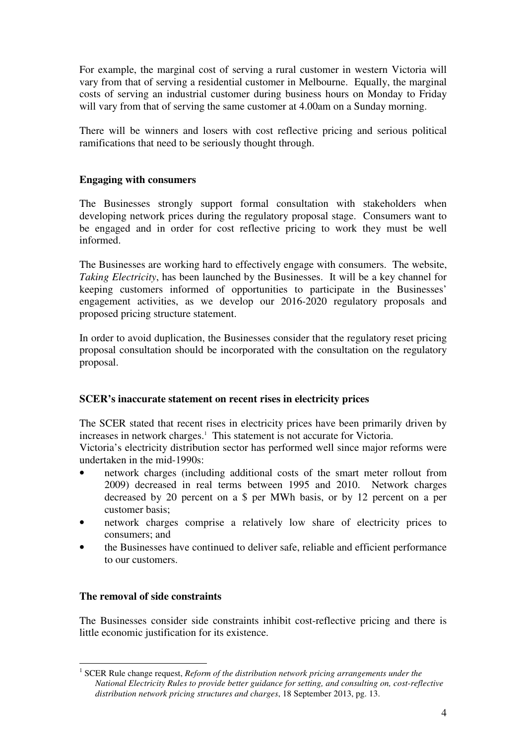For example, the marginal cost of serving a rural customer in western Victoria will vary from that of serving a residential customer in Melbourne. Equally, the marginal costs of serving an industrial customer during business hours on Monday to Friday will vary from that of serving the same customer at 4.00am on a Sunday morning.

There will be winners and losers with cost reflective pricing and serious political ramifications that need to be seriously thought through.

**Engaging with consumers**

The Businesses strongly support formal consultation with stakeholders when developing network prices during the regulatory proposal stage. Consumers want to be engaged and in order for cost reflective pricing to work they must be well informed.

The Businesses are working hard to effectively engage with consumers. The website, *Taking Electricity*, has been launched by the Businesses. It will be a key channel for keeping customers informed of opportunities to participate in the Businesses' engagement activities, as we develop our 2016-2020 regulatory proposals and proposed pricing structure statement.

In order to avoid duplication, the Businesses consider that the regulatory reset pricing proposal consultation should be incorporated with the consultation on the regulatory proposal.

**SCER's inaccurate statement on recent rises in electricity prices**

The SCER stated that recent rises in electricity prices have been primarily driven by increases in network charges.[1] This statement is not accurate for Victoria.
Victoria's electricity distribution sector has performed well since major reforms were undertaken in the mid-1990s:

- network charges (including additional costs of the smart meter rollout from 2009) decreased in real terms between 1995 and 2010. Network charges decreased by 20 percent on a $ per MWh basis, or by 12 percent on a per customer basis;
- network charges comprise a relatively low share of electricity prices to consumers; and
- the Businesses have continued to deliver safe, reliable and efficient performance to our customers.

**The removal of side constraints**

The Businesses consider side constraints inhibit cost-reflective pricing and there is little economic justification for its existence.

[1] SCER Rule change request, *Reform of the distribution network pricing arrangements under the National Electricity Rules to provide better guidance for setting, and consulting on, cost-reflective distribution network pricing structures and charges*, 18 September 2013, pg. 13.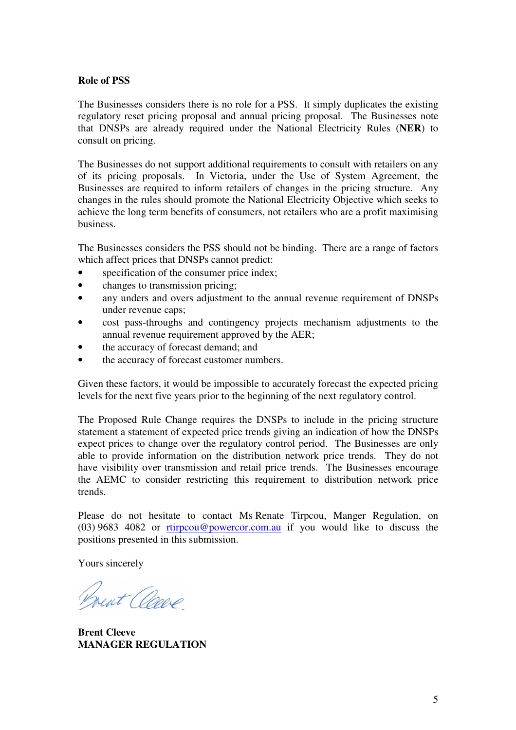**Role of PSS**

The Businesses considers there is no role for a PSS. It simply duplicates the existing regulatory reset pricing proposal and annual pricing proposal. The Businesses note that DNSPs are already required under the National Electricity Rules (**NER**) to consult on pricing.

The Businesses do not support additional requirements to consult with retailers on any of its pricing proposals. In Victoria, under the Use of System Agreement, the Businesses are required to inform retailers of changes in the pricing structure. Any changes in the rules should promote the National Electricity Objective which seeks to achieve the long term benefits of consumers, not retailers who are a profit maximising business.

The Businesses considers the PSS should not be binding. There are a range of factors which affect prices that DNSPs cannot predict:

- specification of the consumer price index;
- changes to transmission pricing;
- any unders and overs adjustment to the annual revenue requirement of DNSPs under revenue caps;
- cost pass-throughs and contingency projects mechanism adjustments to the annual revenue requirement approved by the AER;
- the accuracy of forecast demand; and
- the accuracy of forecast customer numbers.

Given these factors, it would be impossible to accurately forecast the expected pricing levels for the next five years prior to the beginning of the next regulatory control.

The Proposed Rule Change requires the DNSPs to include in the pricing structure statement a statement of expected price trends giving an indication of how the DNSPs expect prices to change over the regulatory control period. The Businesses are only able to provide information on the distribution network price trends. They do not have visibility over transmission and retail price trends. The Businesses encourage the AEMC to consider restricting this requirement to distribution network price trends.

Please do not hesitate to contact Ms Renate Tirpcou, Manger Regulation, on (03) 9683 4082 or rtirpcou@powercor.com.au if you would like to discuss the positions presented in this submission.

Yours sincerely

**Brent Cleeve**
**MANAGER REGULATION**